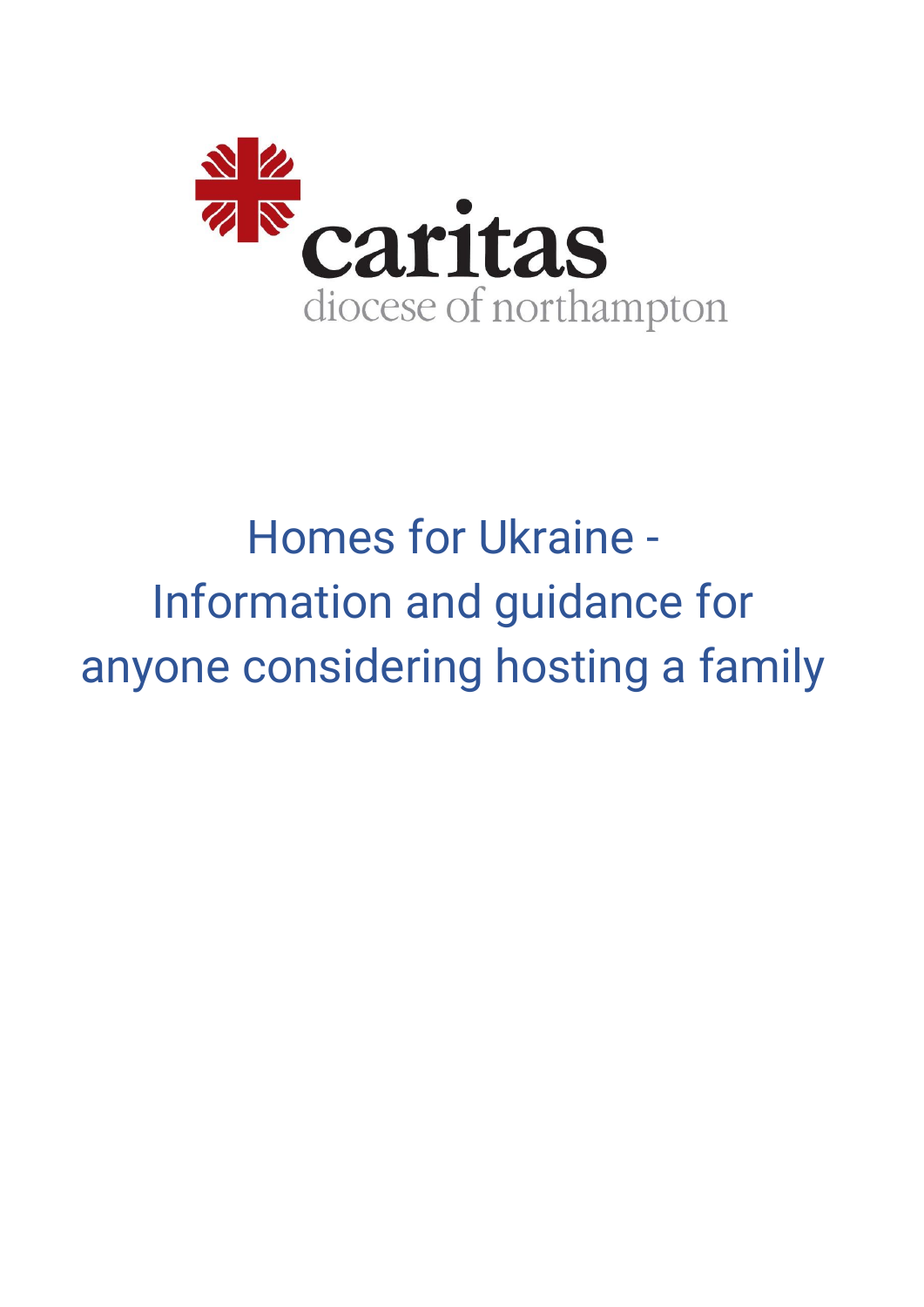caritas
diocese of northampton

# Homes for Ukraine - Information and guidance for anyone considering hosting a family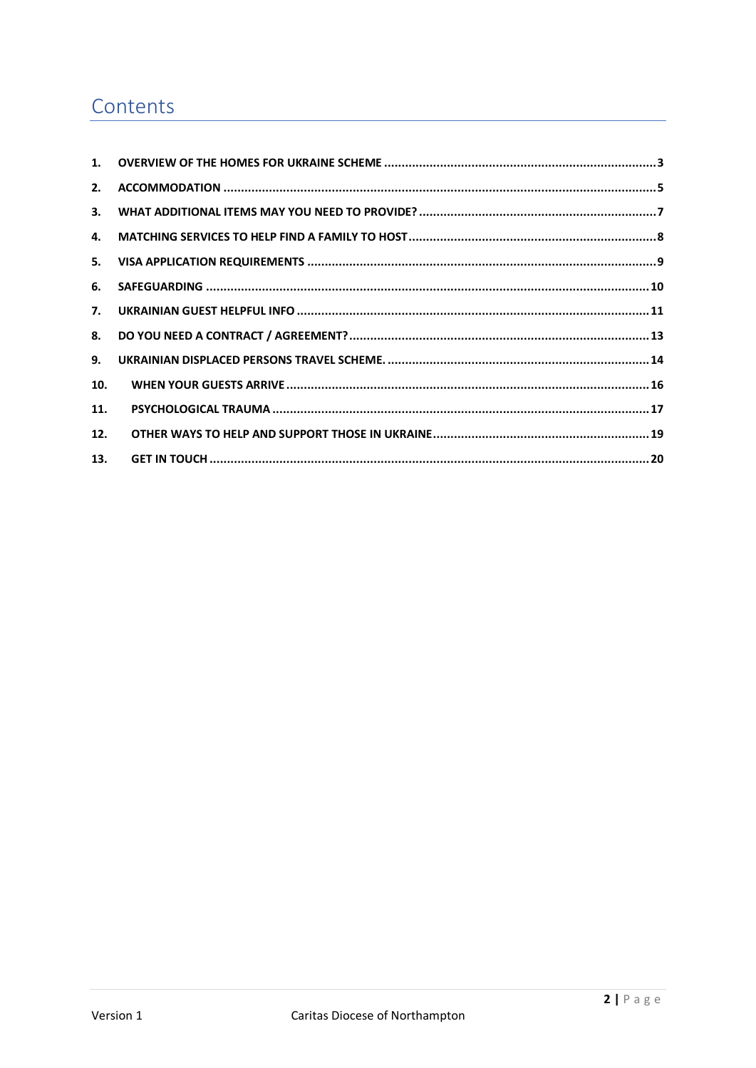# Contents

1. **OVERVIEW OF THE HOMES FOR UKRAINE SCHEME** .......... 3
2. **ACCOMMODATION** .......... 5
3. **WHAT ADDITIONAL ITEMS MAY YOU NEED TO PROVIDE?** .......... 7
4. **MATCHING SERVICES TO HELP FIND A FAMILY TO HOST** .......... 8
5. **VISA APPLICATION REQUIREMENTS** .......... 9
6. **SAFEGUARDING** .......... 10
7. **UKRAINIAN GUEST HELPFUL INFO** .......... 11
8. **DO YOU NEED A CONTRACT / AGREEMENT?** .......... 13
9. **UKRAINIAN DISPLACED PERSONS TRAVEL SCHEME.** .......... 14
10. **WHEN YOUR GUESTS ARRIVE** .......... 16
11. **PSYCHOLOGICAL TRAUMA** .......... 17
12. **OTHER WAYS TO HELP AND SUPPORT THOSE IN UKRAINE** .......... 19
13. **GET IN TOUCH** .......... 20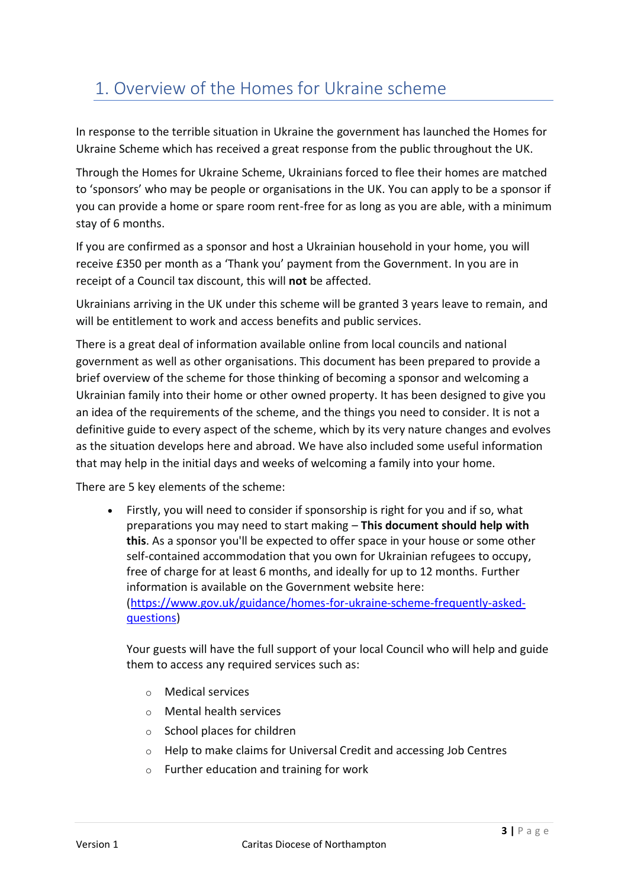## 1. Overview of the Homes for Ukraine scheme

In response to the terrible situation in Ukraine the government has launched the Homes for Ukraine Scheme which has received a great response from the public throughout the UK.

Through the Homes for Ukraine Scheme, Ukrainians forced to flee their homes are matched to 'sponsors' who may be people or organisations in the UK. You can apply to be a sponsor if you can provide a home or spare room rent-free for as long as you are able, with a minimum stay of 6 months.

If you are confirmed as a sponsor and host a Ukrainian household in your home, you will receive £350 per month as a 'Thank you' payment from the Government. In you are in receipt of a Council tax discount, this will **not** be affected.

Ukrainians arriving in the UK under this scheme will be granted 3 years leave to remain, and will be entitlement to work and access benefits and public services.

There is a great deal of information available online from local councils and national government as well as other organisations. This document has been prepared to provide a brief overview of the scheme for those thinking of becoming a sponsor and welcoming a Ukrainian family into their home or other owned property. It has been designed to give you an idea of the requirements of the scheme, and the things you need to consider. It is not a definitive guide to every aspect of the scheme, which by its very nature changes and evolves as the situation develops here and abroad. We have also included some useful information that may help in the initial days and weeks of welcoming a family into your home.

There are 5 key elements of the scheme:

- Firstly, you will need to consider if sponsorship is right for you and if so, what preparations you may need to start making – **This document should help with this**. As a sponsor you'll be expected to offer space in your house or some other self-contained accommodation that you own for Ukrainian refugees to occupy, free of charge for at least 6 months, and ideally for up to 12 months. Further information is available on the Government website here: ([https://www.gov.uk/guidance/homes-for-ukraine-scheme-frequently-asked-questions](https://www.gov.uk/guidance/homes-for-ukraine-scheme-frequently-asked-questions))

  Your guests will have the full support of your local Council who will help and guide them to access any required services such as:

  - Medical services
  - Mental health services
  - School places for children
  - Help to make claims for Universal Credit and accessing Job Centres
  - Further education and training for work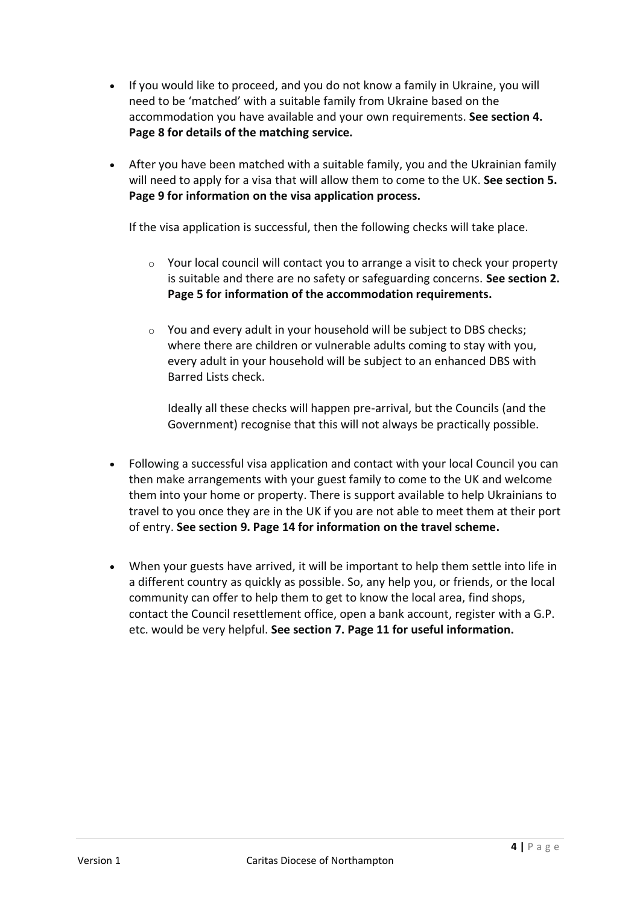- If you would like to proceed, and you do not know a family in Ukraine, you will need to be 'matched' with a suitable family from Ukraine based on the accommodation you have available and your own requirements. **See section 4. Page 8 for details of the matching service.**

- After you have been matched with a suitable family, you and the Ukrainian family will need to apply for a visa that will allow them to come to the UK. **See section 5. Page 9 for information on the visa application process.**

  If the visa application is successful, then the following checks will take place.

  - Your local council will contact you to arrange a visit to check your property is suitable and there are no safety or safeguarding concerns. **See section 2. Page 5 for information of the accommodation requirements.**

  - You and every adult in your household will be subject to DBS checks; where there are children or vulnerable adults coming to stay with you, every adult in your household will be subject to an enhanced DBS with Barred Lists check.

    Ideally all these checks will happen pre-arrival, but the Councils (and the Government) recognise that this will not always be practically possible.

- Following a successful visa application and contact with your local Council you can then make arrangements with your guest family to come to the UK and welcome them into your home or property. There is support available to help Ukrainians to travel to you once they are in the UK if you are not able to meet them at their port of entry. **See section 9. Page 14 for information on the travel scheme.**

- When your guests have arrived, it will be important to help them settle into life in a different country as quickly as possible. So, any help you, or friends, or the local community can offer to help them to get to know the local area, find shops, contact the Council resettlement office, open a bank account, register with a G.P. etc. would be very helpful. **See section 7. Page 11 for useful information.**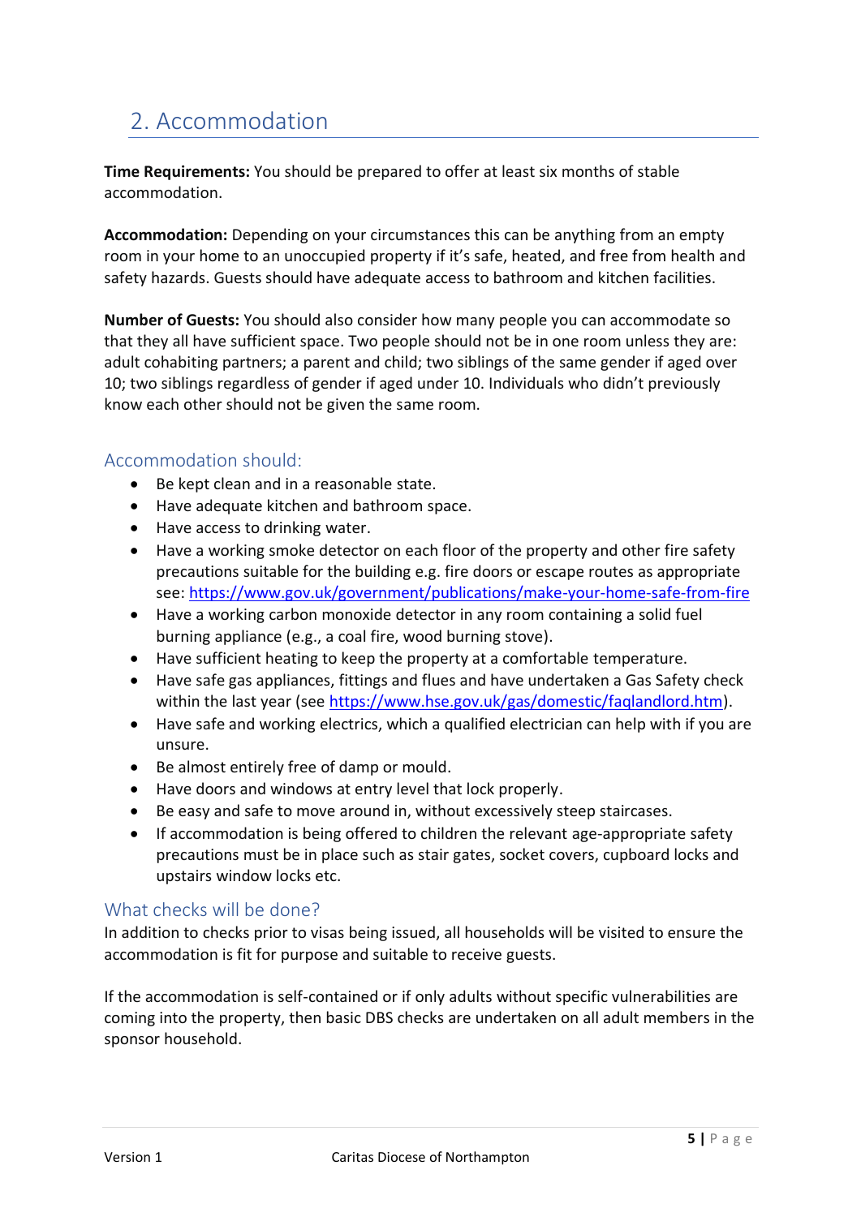## 2. Accommodation

**Time Requirements:** You should be prepared to offer at least six months of stable accommodation.

**Accommodation:** Depending on your circumstances this can be anything from an empty room in your home to an unoccupied property if it's safe, heated, and free from health and safety hazards. Guests should have adequate access to bathroom and kitchen facilities.

**Number of Guests:** You should also consider how many people you can accommodate so that they all have sufficient space. Two people should not be in one room unless they are: adult cohabiting partners; a parent and child; two siblings of the same gender if aged over 10; two siblings regardless of gender if aged under 10. Individuals who didn't previously know each other should not be given the same room.

### Accommodation should:

- Be kept clean and in a reasonable state.
- Have adequate kitchen and bathroom space.
- Have access to drinking water.
- Have a working smoke detector on each floor of the property and other fire safety precautions suitable for the building e.g. fire doors or escape routes as appropriate see: https://www.gov.uk/government/publications/make-your-home-safe-from-fire
- Have a working carbon monoxide detector in any room containing a solid fuel burning appliance (e.g., a coal fire, wood burning stove).
- Have sufficient heating to keep the property at a comfortable temperature.
- Have safe gas appliances, fittings and flues and have undertaken a Gas Safety check within the last year (see https://www.hse.gov.uk/gas/domestic/faqlandlord.htm).
- Have safe and working electrics, which a qualified electrician can help with if you are unsure.
- Be almost entirely free of damp or mould.
- Have doors and windows at entry level that lock properly.
- Be easy and safe to move around in, without excessively steep staircases.
- If accommodation is being offered to children the relevant age-appropriate safety precautions must be in place such as stair gates, socket covers, cupboard locks and upstairs window locks etc.

### What checks will be done?

In addition to checks prior to visas being issued, all households will be visited to ensure the accommodation is fit for purpose and suitable to receive guests.

If the accommodation is self-contained or if only adults without specific vulnerabilities are coming into the property, then basic DBS checks are undertaken on all adult members in the sponsor household.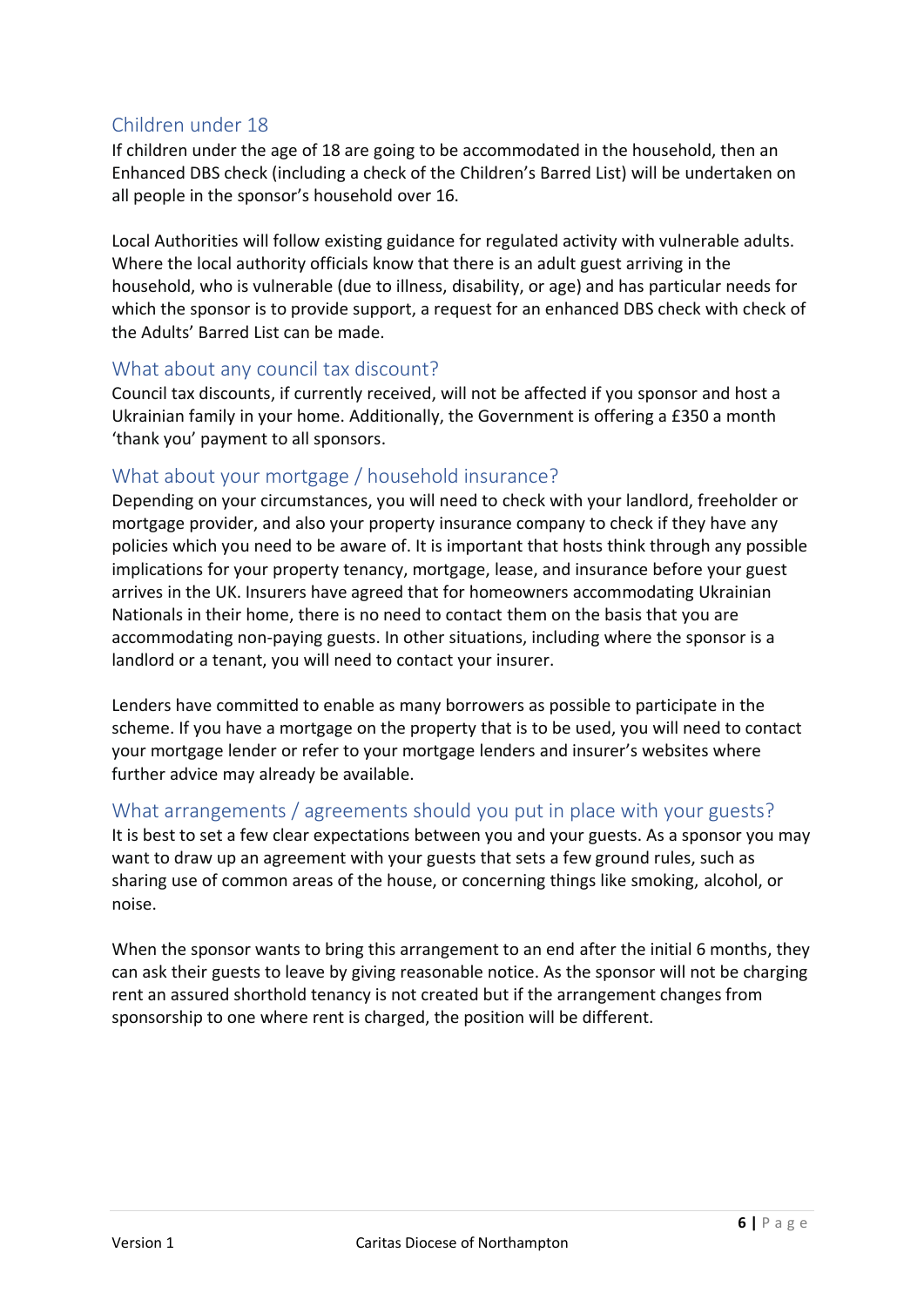## Children under 18

If children under the age of 18 are going to be accommodated in the household, then an Enhanced DBS check (including a check of the Children's Barred List) will be undertaken on all people in the sponsor's household over 16.

Local Authorities will follow existing guidance for regulated activity with vulnerable adults. Where the local authority officials know that there is an adult guest arriving in the household, who is vulnerable (due to illness, disability, or age) and has particular needs for which the sponsor is to provide support, a request for an enhanced DBS check with check of the Adults' Barred List can be made.

## What about any council tax discount?

Council tax discounts, if currently received, will not be affected if you sponsor and host a Ukrainian family in your home. Additionally, the Government is offering a £350 a month 'thank you' payment to all sponsors.

## What about your mortgage / household insurance?

Depending on your circumstances, you will need to check with your landlord, freeholder or mortgage provider, and also your property insurance company to check if they have any policies which you need to be aware of. It is important that hosts think through any possible implications for your property tenancy, mortgage, lease, and insurance before your guest arrives in the UK. Insurers have agreed that for homeowners accommodating Ukrainian Nationals in their home, there is no need to contact them on the basis that you are accommodating non-paying guests. In other situations, including where the sponsor is a landlord or a tenant, you will need to contact your insurer.

Lenders have committed to enable as many borrowers as possible to participate in the scheme. If you have a mortgage on the property that is to be used, you will need to contact your mortgage lender or refer to your mortgage lenders and insurer's websites where further advice may already be available.

## What arrangements / agreements should you put in place with your guests?

It is best to set a few clear expectations between you and your guests. As a sponsor you may want to draw up an agreement with your guests that sets a few ground rules, such as sharing use of common areas of the house, or concerning things like smoking, alcohol, or noise.

When the sponsor wants to bring this arrangement to an end after the initial 6 months, they can ask their guests to leave by giving reasonable notice. As the sponsor will not be charging rent an assured shorthold tenancy is not created but if the arrangement changes from sponsorship to one where rent is charged, the position will be different.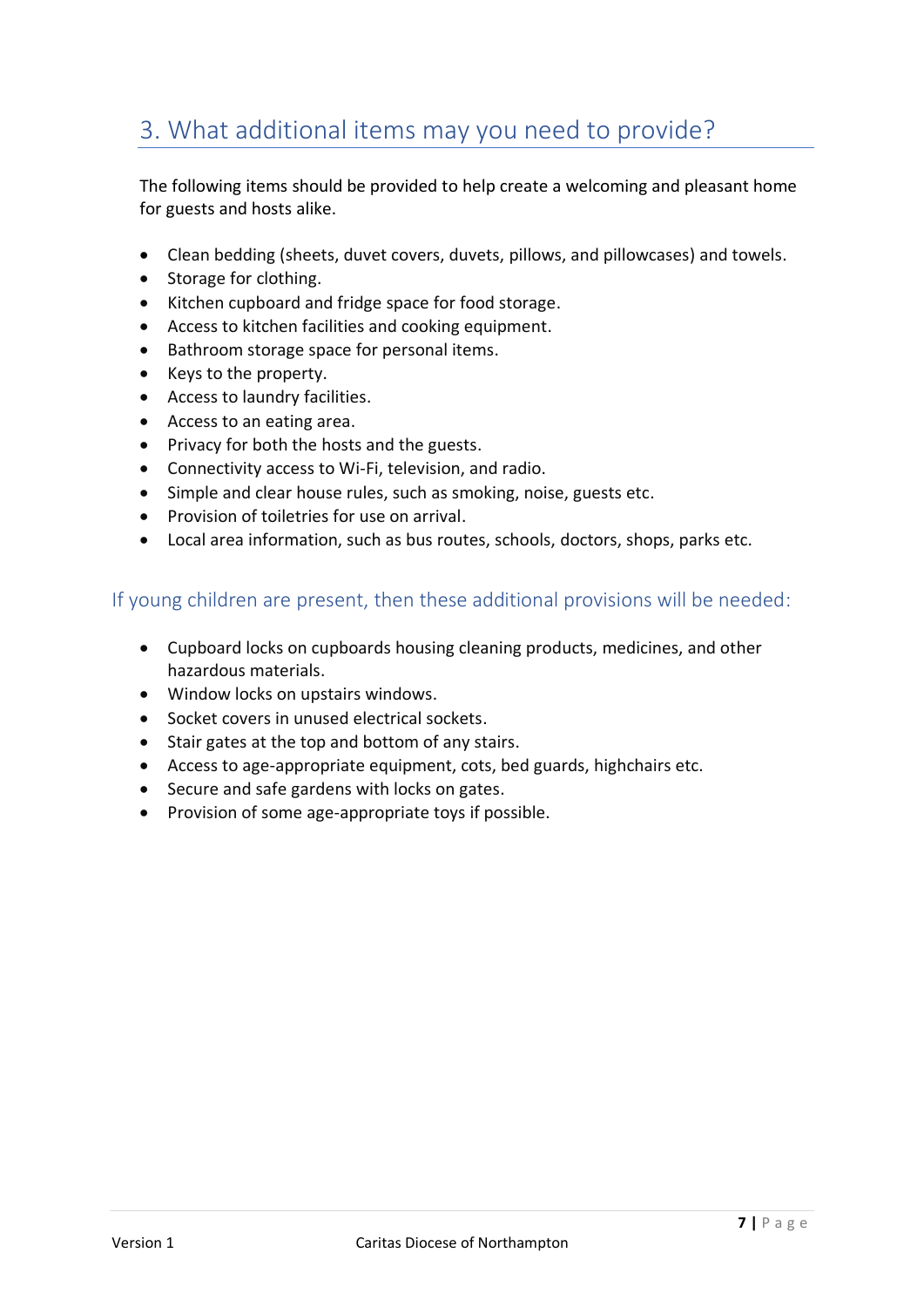## 3. What additional items may you need to provide?

The following items should be provided to help create a welcoming and pleasant home for guests and hosts alike.

- Clean bedding (sheets, duvet covers, duvets, pillows, and pillowcases) and towels.
- Storage for clothing.
- Kitchen cupboard and fridge space for food storage.
- Access to kitchen facilities and cooking equipment.
- Bathroom storage space for personal items.
- Keys to the property.
- Access to laundry facilities.
- Access to an eating area.
- Privacy for both the hosts and the guests.
- Connectivity access to Wi-Fi, television, and radio.
- Simple and clear house rules, such as smoking, noise, guests etc.
- Provision of toiletries for use on arrival.
- Local area information, such as bus routes, schools, doctors, shops, parks etc.

### If young children are present, then these additional provisions will be needed:

- Cupboard locks on cupboards housing cleaning products, medicines, and other hazardous materials.
- Window locks on upstairs windows.
- Socket covers in unused electrical sockets.
- Stair gates at the top and bottom of any stairs.
- Access to age-appropriate equipment, cots, bed guards, highchairs etc.
- Secure and safe gardens with locks on gates.
- Provision of some age-appropriate toys if possible.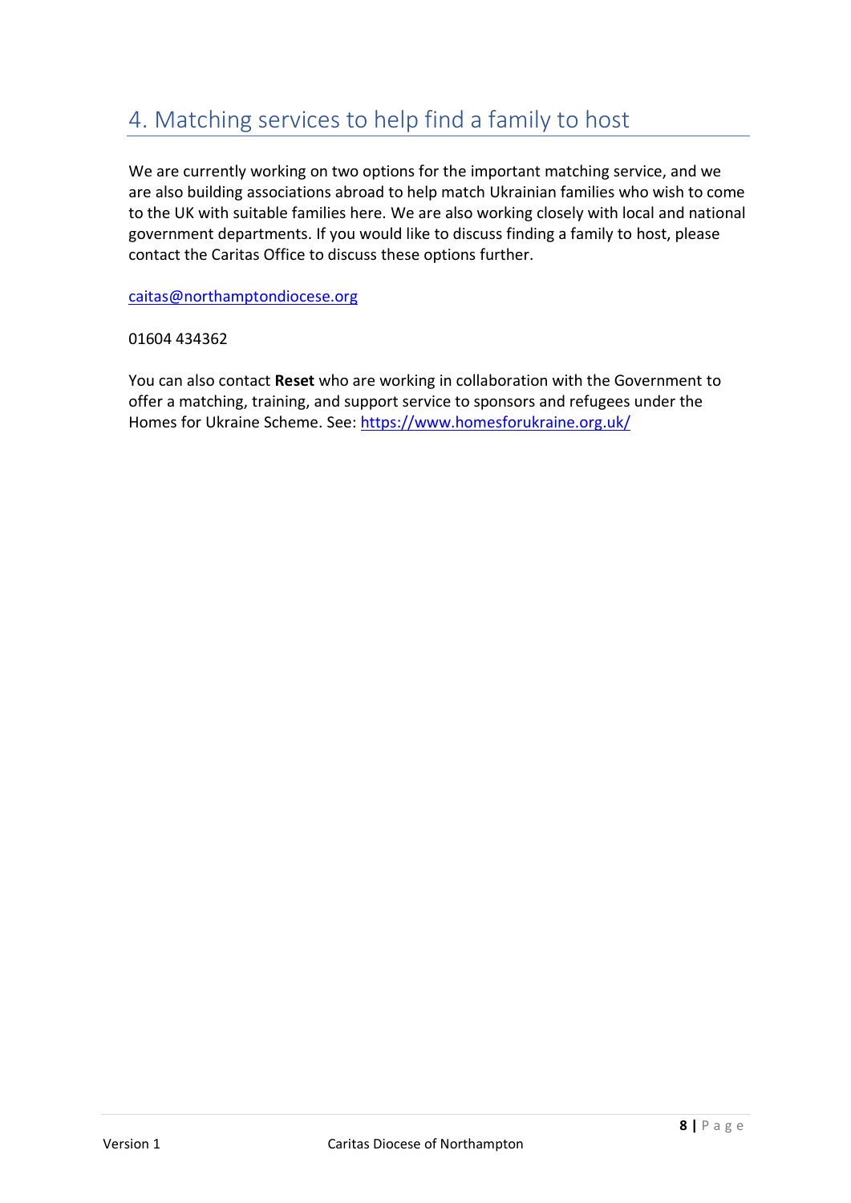## 4. Matching services to help find a family to host

We are currently working on two options for the important matching service, and we are also building associations abroad to help match Ukrainian families who wish to come to the UK with suitable families here. We are also working closely with local and national government departments. If you would like to discuss finding a family to host, please contact the Caritas Office to discuss these options further.

caitas@northamptondiocese.org

01604 434362

You can also contact **Reset** who are working in collaboration with the Government to offer a matching, training, and support service to sponsors and refugees under the Homes for Ukraine Scheme. See: https://www.homesforukraine.org.uk/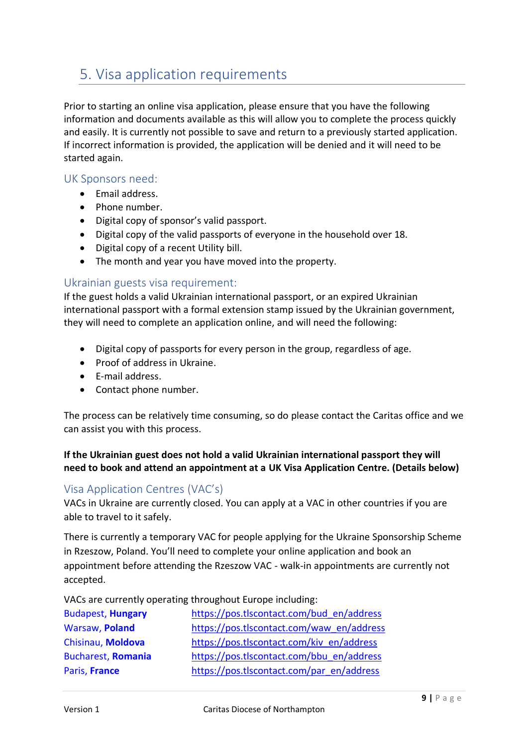## 5. Visa application requirements

Prior to starting an online visa application, please ensure that you have the following information and documents available as this will allow you to complete the process quickly and easily. It is currently not possible to save and return to a previously started application. If incorrect information is provided, the application will be denied and it will need to be started again.

### UK Sponsors need:

- Email address.
- Phone number.
- Digital copy of sponsor's valid passport.
- Digital copy of the valid passports of everyone in the household over 18.
- Digital copy of a recent Utility bill.
- The month and year you have moved into the property.

### Ukrainian guests visa requirement:

If the guest holds a valid Ukrainian international passport, or an expired Ukrainian international passport with a formal extension stamp issued by the Ukrainian government, they will need to complete an application online, and will need the following:

- Digital copy of passports for every person in the group, regardless of age.
- Proof of address in Ukraine.
- E-mail address.
- Contact phone number.

The process can be relatively time consuming, so do please contact the Caritas office and we can assist you with this process.

**If the Ukrainian guest does not hold a valid Ukrainian international passport they will need to book and attend an appointment at a UK Visa Application Centre. (Details below)**

### Visa Application Centres (VAC's)

VACs in Ukraine are currently closed. You can apply at a VAC in other countries if you are able to travel to it safely.

There is currently a temporary VAC for people applying for the Ukraine Sponsorship Scheme in Rzeszow, Poland. You'll need to complete your online application and book an appointment before attending the Rzeszow VAC - walk-in appointments are currently not accepted.

VACs are currently operating throughout Europe including:

| | |
|---|---|
| Budapest, **Hungary** | https://pos.tlscontact.com/bud_en/address |
| Warsaw, **Poland** | https://pos.tlscontact.com/waw_en/address |
| Chisinau, **Moldova** | https://pos.tlscontact.com/kiv_en/address |
| Bucharest, **Romania** | https://pos.tlscontact.com/bbu_en/address |
| Paris, **France** | https://pos.tlscontact.com/par_en/address |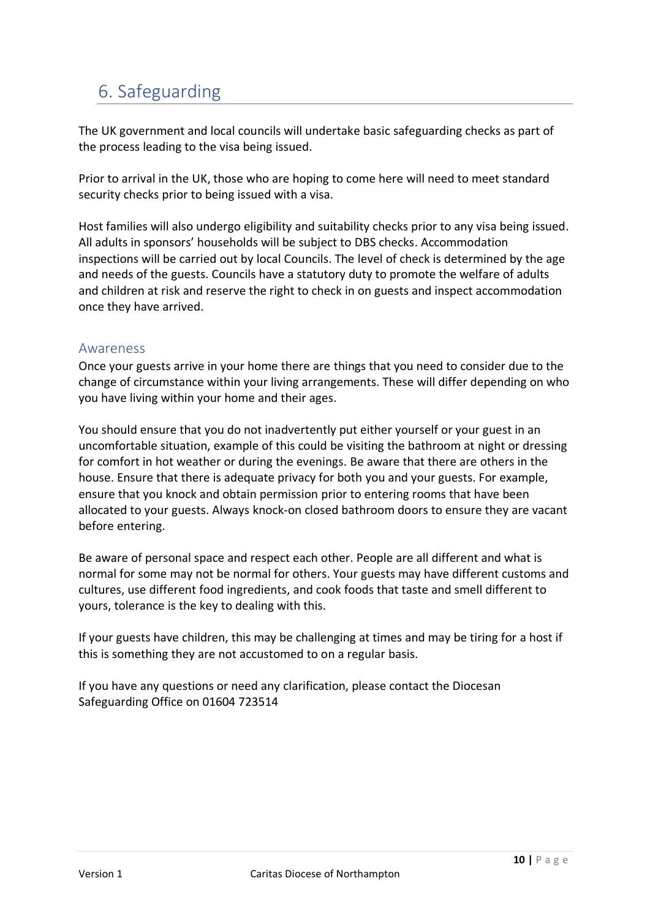## 6. Safeguarding

The UK government and local councils will undertake basic safeguarding checks as part of the process leading to the visa being issued.

Prior to arrival in the UK, those who are hoping to come here will need to meet standard security checks prior to being issued with a visa.

Host families will also undergo eligibility and suitability checks prior to any visa being issued. All adults in sponsors' households will be subject to DBS checks. Accommodation inspections will be carried out by local Councils. The level of check is determined by the age and needs of the guests. Councils have a statutory duty to promote the welfare of adults and children at risk and reserve the right to check in on guests and inspect accommodation once they have arrived.

### Awareness

Once your guests arrive in your home there are things that you need to consider due to the change of circumstance within your living arrangements. These will differ depending on who you have living within your home and their ages.

You should ensure that you do not inadvertently put either yourself or your guest in an uncomfortable situation, example of this could be visiting the bathroom at night or dressing for comfort in hot weather or during the evenings. Be aware that there are others in the house. Ensure that there is adequate privacy for both you and your guests. For example, ensure that you knock and obtain permission prior to entering rooms that have been allocated to your guests. Always knock-on closed bathroom doors to ensure they are vacant before entering.

Be aware of personal space and respect each other. People are all different and what is normal for some may not be normal for others. Your guests may have different customs and cultures, use different food ingredients, and cook foods that taste and smell different to yours, tolerance is the key to dealing with this.

If your guests have children, this may be challenging at times and may be tiring for a host if this is something they are not accustomed to on a regular basis.

If you have any questions or need any clarification, please contact the Diocesan Safeguarding Office on 01604 723514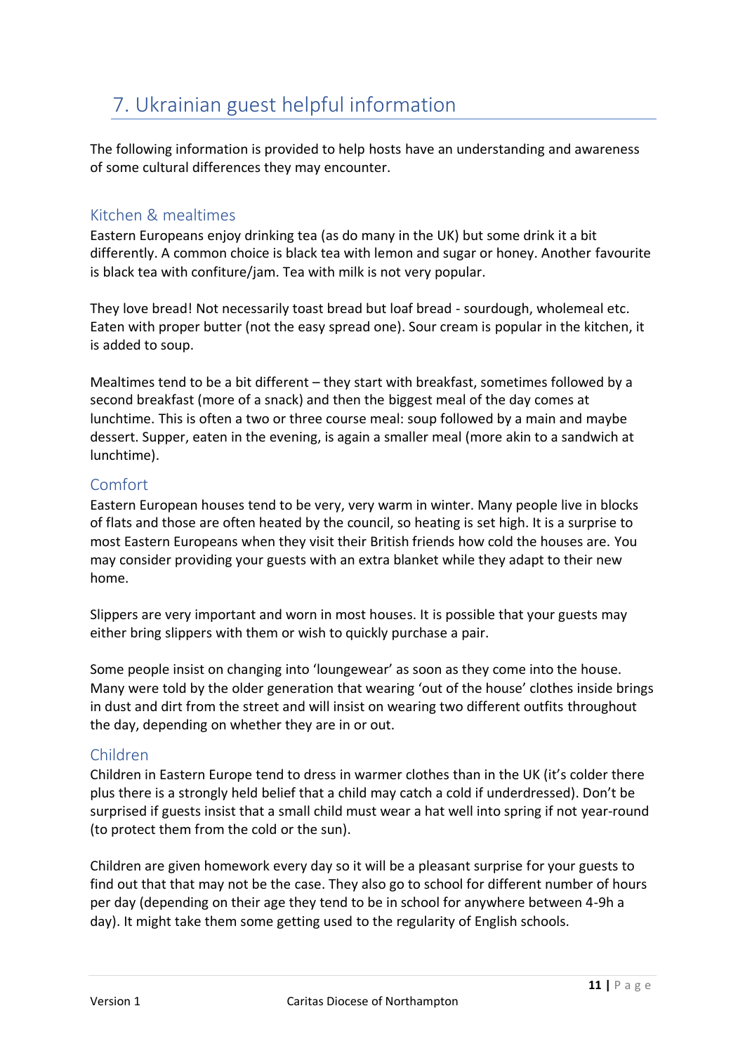# 7. Ukrainian guest helpful information

The following information is provided to help hosts have an understanding and awareness of some cultural differences they may encounter.

## Kitchen & mealtimes

Eastern Europeans enjoy drinking tea (as do many in the UK) but some drink it a bit differently. A common choice is black tea with lemon and sugar or honey. Another favourite is black tea with confiture/jam. Tea with milk is not very popular.

They love bread! Not necessarily toast bread but loaf bread - sourdough, wholemeal etc. Eaten with proper butter (not the easy spread one). Sour cream is popular in the kitchen, it is added to soup.

Mealtimes tend to be a bit different – they start with breakfast, sometimes followed by a second breakfast (more of a snack) and then the biggest meal of the day comes at lunchtime. This is often a two or three course meal: soup followed by a main and maybe dessert. Supper, eaten in the evening, is again a smaller meal (more akin to a sandwich at lunchtime).

## Comfort

Eastern European houses tend to be very, very warm in winter. Many people live in blocks of flats and those are often heated by the council, so heating is set high. It is a surprise to most Eastern Europeans when they visit their British friends how cold the houses are. You may consider providing your guests with an extra blanket while they adapt to their new home.

Slippers are very important and worn in most houses. It is possible that your guests may either bring slippers with them or wish to quickly purchase a pair.

Some people insist on changing into 'loungewear' as soon as they come into the house. Many were told by the older generation that wearing 'out of the house' clothes inside brings in dust and dirt from the street and will insist on wearing two different outfits throughout the day, depending on whether they are in or out.

## Children

Children in Eastern Europe tend to dress in warmer clothes than in the UK (it's colder there plus there is a strongly held belief that a child may catch a cold if underdressed). Don't be surprised if guests insist that a small child must wear a hat well into spring if not year-round (to protect them from the cold or the sun).

Children are given homework every day so it will be a pleasant surprise for your guests to find out that that may not be the case. They also go to school for different number of hours per day (depending on their age they tend to be in school for anywhere between 4-9h a day). It might take them some getting used to the regularity of English schools.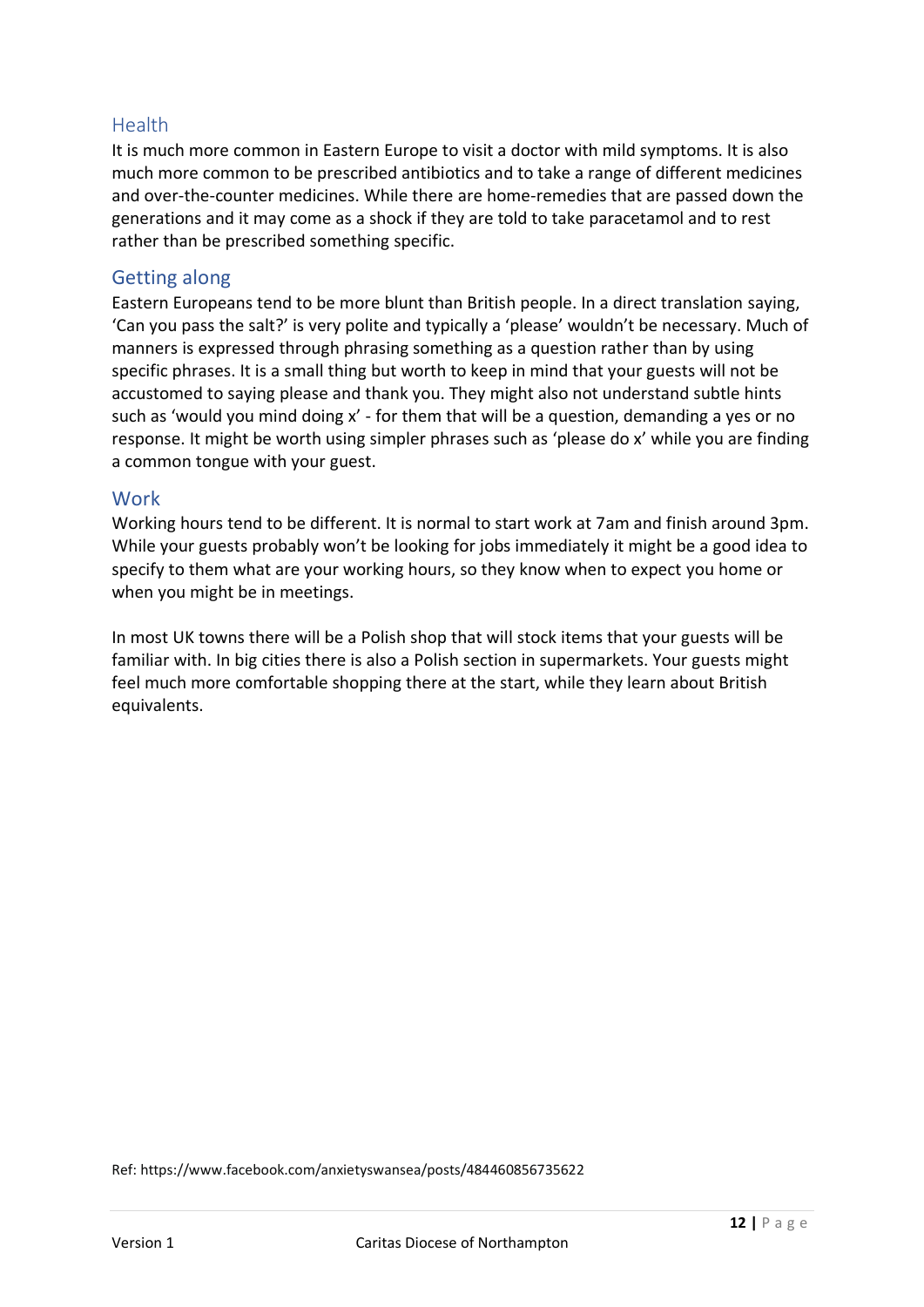## Health

It is much more common in Eastern Europe to visit a doctor with mild symptoms. It is also much more common to be prescribed antibiotics and to take a range of different medicines and over-the-counter medicines. While there are home-remedies that are passed down the generations and it may come as a shock if they are told to take paracetamol and to rest rather than be prescribed something specific.

## Getting along

Eastern Europeans tend to be more blunt than British people. In a direct translation saying, 'Can you pass the salt?' is very polite and typically a 'please' wouldn't be necessary. Much of manners is expressed through phrasing something as a question rather than by using specific phrases. It is a small thing but worth to keep in mind that your guests will not be accustomed to saying please and thank you. They might also not understand subtle hints such as 'would you mind doing x' - for them that will be a question, demanding a yes or no response. It might be worth using simpler phrases such as 'please do x' while you are finding a common tongue with your guest.

## Work

Working hours tend to be different. It is normal to start work at 7am and finish around 3pm. While your guests probably won't be looking for jobs immediately it might be a good idea to specify to them what are your working hours, so they know when to expect you home or when you might be in meetings.

In most UK towns there will be a Polish shop that will stock items that your guests will be familiar with. In big cities there is also a Polish section in supermarkets. Your guests might feel much more comfortable shopping there at the start, while they learn about British equivalents.

Ref: https://www.facebook.com/anxietyswansea/posts/484460856735622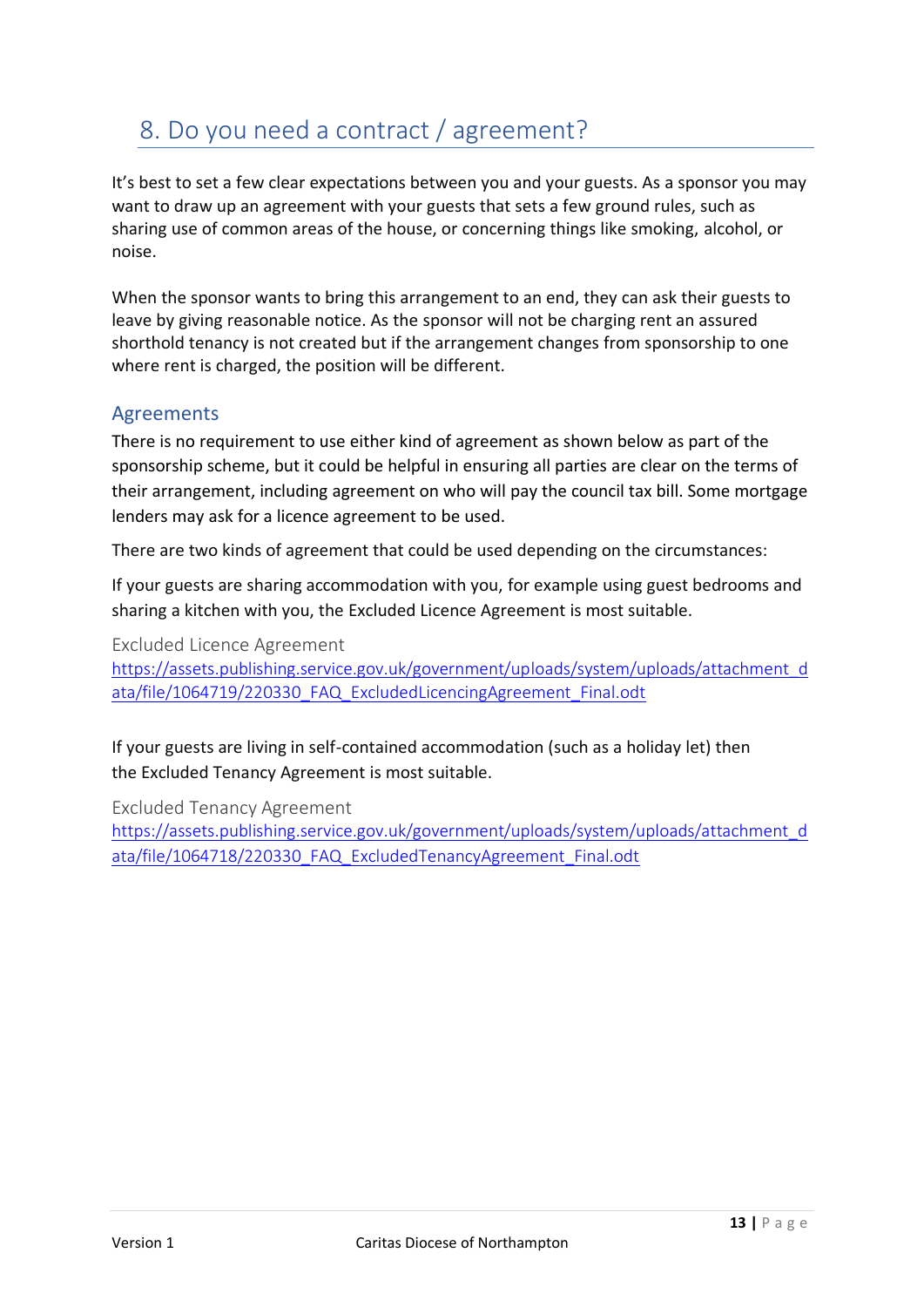## 8. Do you need a contract / agreement?

It's best to set a few clear expectations between you and your guests. As a sponsor you may want to draw up an agreement with your guests that sets a few ground rules, such as sharing use of common areas of the house, or concerning things like smoking, alcohol, or noise.

When the sponsor wants to bring this arrangement to an end, they can ask their guests to leave by giving reasonable notice. As the sponsor will not be charging rent an assured shorthold tenancy is not created but if the arrangement changes from sponsorship to one where rent is charged, the position will be different.

### Agreements

There is no requirement to use either kind of agreement as shown below as part of the sponsorship scheme, but it could be helpful in ensuring all parties are clear on the terms of their arrangement, including agreement on who will pay the council tax bill. Some mortgage lenders may ask for a licence agreement to be used.

There are two kinds of agreement that could be used depending on the circumstances:

If your guests are sharing accommodation with you, for example using guest bedrooms and sharing a kitchen with you, the Excluded Licence Agreement is most suitable.

Excluded Licence Agreement
https://assets.publishing.service.gov.uk/government/uploads/system/uploads/attachment_data/file/1064719/220330_FAQ_ExcludedLicencingAgreement_Final.odt

If your guests are living in self-contained accommodation (such as a holiday let) then the Excluded Tenancy Agreement is most suitable.

Excluded Tenancy Agreement
https://assets.publishing.service.gov.uk/government/uploads/system/uploads/attachment_data/file/1064718/220330_FAQ_ExcludedTenancyAgreement_Final.odt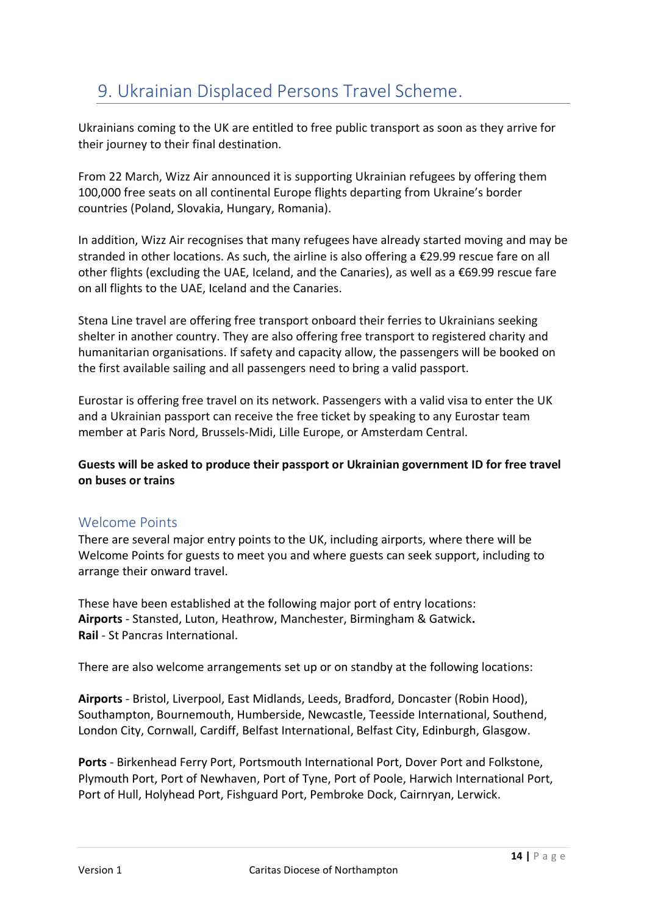# 9. Ukrainian Displaced Persons Travel Scheme.

Ukrainians coming to the UK are entitled to free public transport as soon as they arrive for their journey to their final destination.

From 22 March, Wizz Air announced it is supporting Ukrainian refugees by offering them 100,000 free seats on all continental Europe flights departing from Ukraine's border countries (Poland, Slovakia, Hungary, Romania).

In addition, Wizz Air recognises that many refugees have already started moving and may be stranded in other locations. As such, the airline is also offering a €29.99 rescue fare on all other flights (excluding the UAE, Iceland, and the Canaries), as well as a €69.99 rescue fare on all flights to the UAE, Iceland and the Canaries.

Stena Line travel are offering free transport onboard their ferries to Ukrainians seeking shelter in another country. They are also offering free transport to registered charity and humanitarian organisations. If safety and capacity allow, the passengers will be booked on the first available sailing and all passengers need to bring a valid passport.

Eurostar is offering free travel on its network. Passengers with a valid visa to enter the UK and a Ukrainian passport can receive the free ticket by speaking to any Eurostar team member at Paris Nord, Brussels-Midi, Lille Europe, or Amsterdam Central.

**Guests will be asked to produce their passport or Ukrainian government ID for free travel on buses or trains**

## Welcome Points

There are several major entry points to the UK, including airports, where there will be Welcome Points for guests to meet you and where guests can seek support, including to arrange their onward travel.

These have been established at the following major port of entry locations:
**Airports** - Stansted, Luton, Heathrow, Manchester, Birmingham & Gatwick**.**
**Rail** - St Pancras International.

There are also welcome arrangements set up or on standby at the following locations:

**Airports** - Bristol, Liverpool, East Midlands, Leeds, Bradford, Doncaster (Robin Hood), Southampton, Bournemouth, Humberside, Newcastle, Teesside International, Southend, London City, Cornwall, Cardiff, Belfast International, Belfast City, Edinburgh, Glasgow.

**Ports** - Birkenhead Ferry Port, Portsmouth International Port, Dover Port and Folkstone, Plymouth Port, Port of Newhaven, Port of Tyne, Port of Poole, Harwich International Port, Port of Hull, Holyhead Port, Fishguard Port, Pembroke Dock, Cairnryan, Lerwick.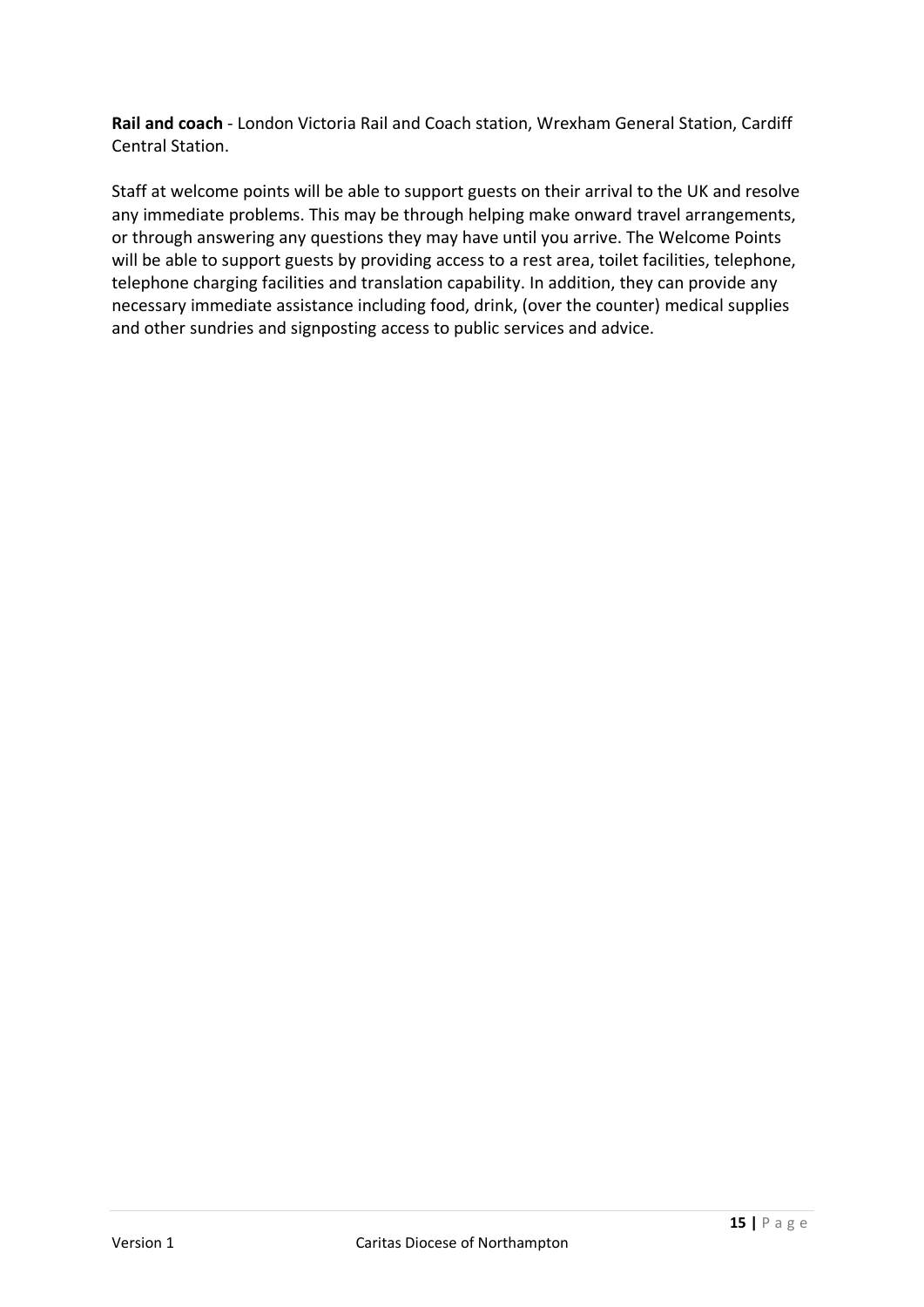**Rail and coach** - London Victoria Rail and Coach station, Wrexham General Station, Cardiff Central Station.

Staff at welcome points will be able to support guests on their arrival to the UK and resolve any immediate problems. This may be through helping make onward travel arrangements, or through answering any questions they may have until you arrive. The Welcome Points will be able to support guests by providing access to a rest area, toilet facilities, telephone, telephone charging facilities and translation capability. In addition, they can provide any necessary immediate assistance including food, drink, (over the counter) medical supplies and other sundries and signposting access to public services and advice.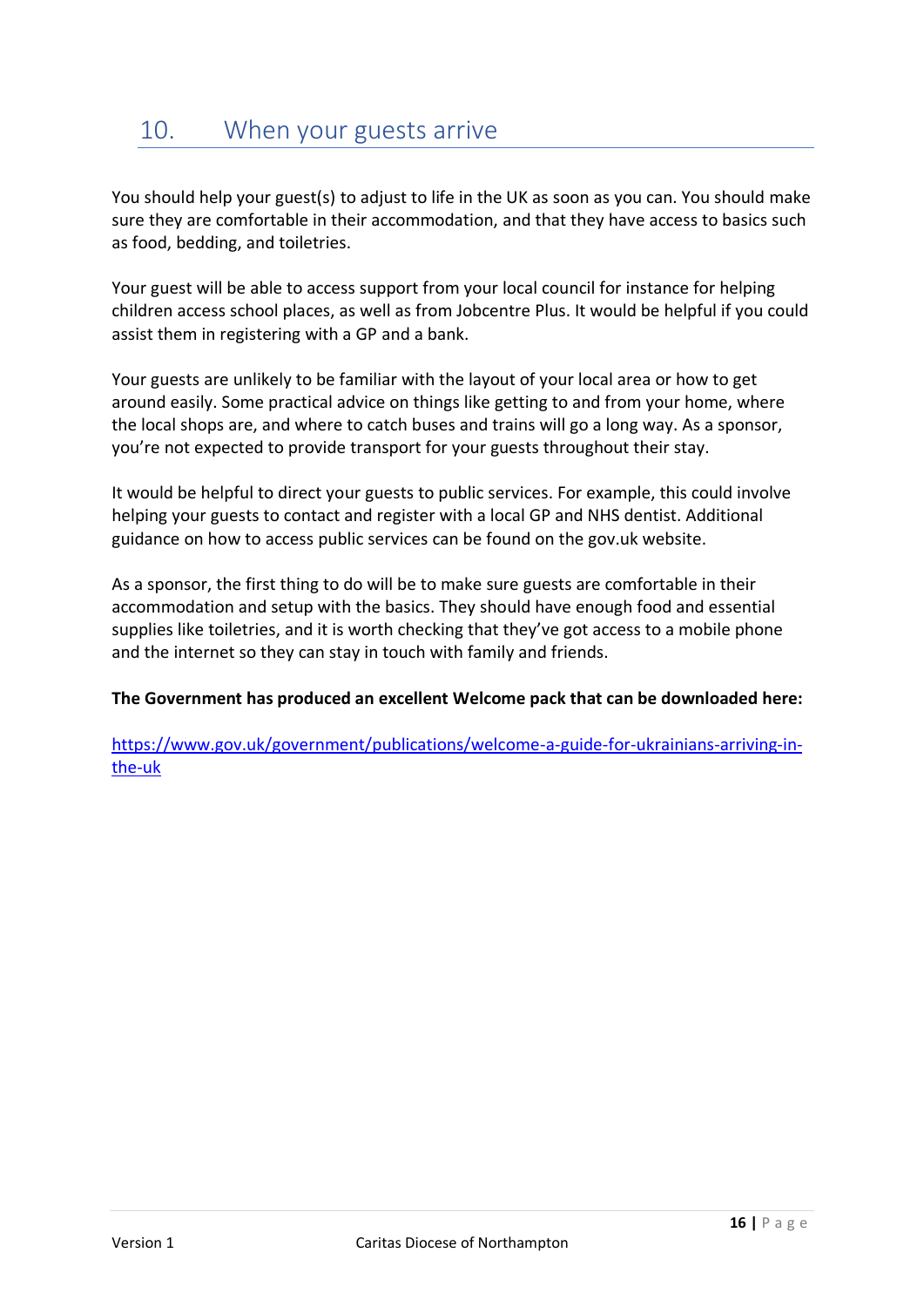## 10. When your guests arrive

You should help your guest(s) to adjust to life in the UK as soon as you can. You should make sure they are comfortable in their accommodation, and that they have access to basics such as food, bedding, and toiletries.

Your guest will be able to access support from your local council for instance for helping children access school places, as well as from Jobcentre Plus. It would be helpful if you could assist them in registering with a GP and a bank.

Your guests are unlikely to be familiar with the layout of your local area or how to get around easily. Some practical advice on things like getting to and from your home, where the local shops are, and where to catch buses and trains will go a long way. As a sponsor, you're not expected to provide transport for your guests throughout their stay.

It would be helpful to direct your guests to public services. For example, this could involve helping your guests to contact and register with a local GP and NHS dentist. Additional guidance on how to access public services can be found on the gov.uk website.

As a sponsor, the first thing to do will be to make sure guests are comfortable in their accommodation and setup with the basics. They should have enough food and essential supplies like toiletries, and it is worth checking that they've got access to a mobile phone and the internet so they can stay in touch with family and friends.

**The Government has produced an excellent Welcome pack that can be downloaded here:**

[https://www.gov.uk/government/publications/welcome-a-guide-for-ukrainians-arriving-in-the-uk](https://www.gov.uk/government/publications/welcome-a-guide-for-ukrainians-arriving-in-the-uk)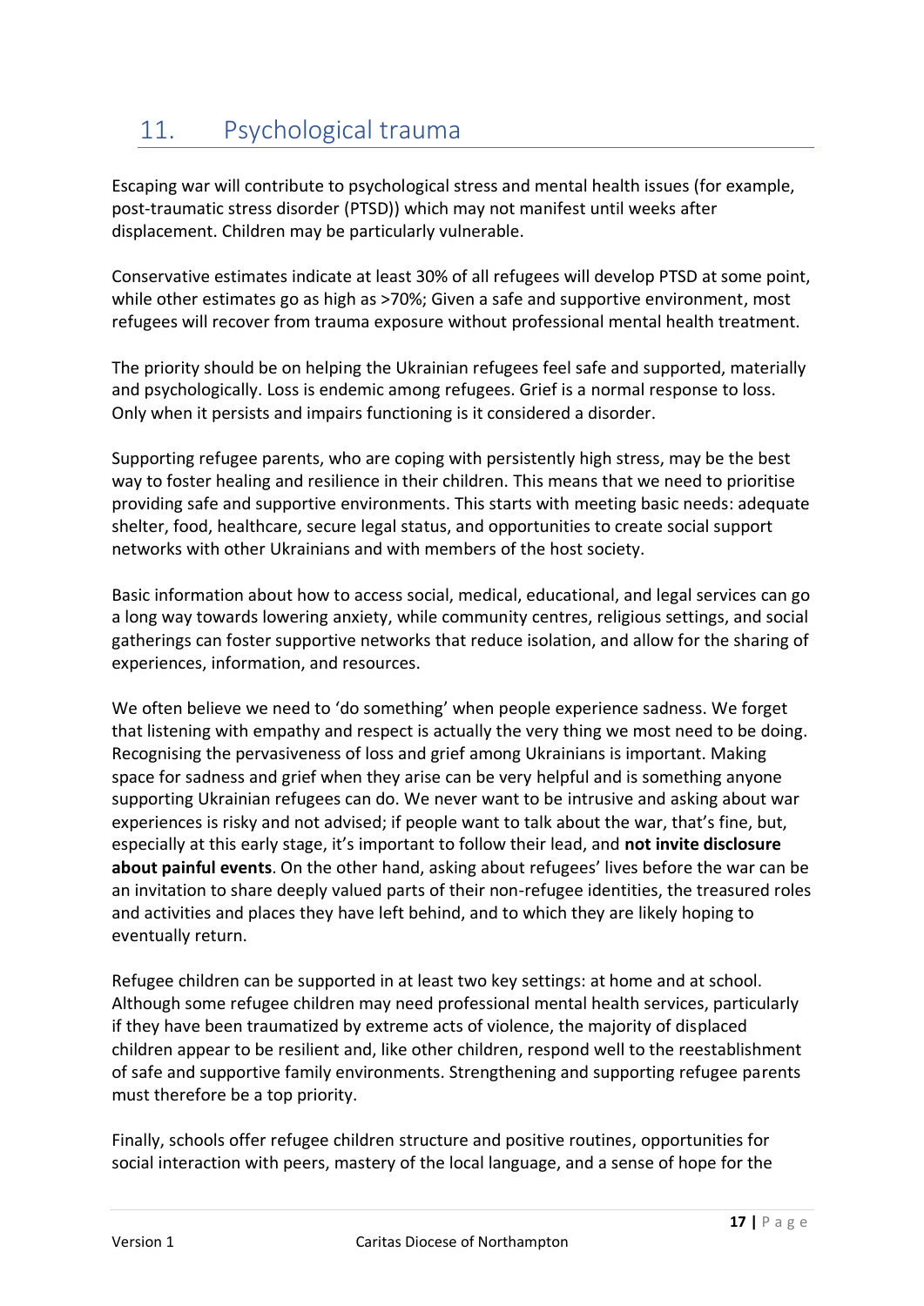## 11. Psychological trauma

Escaping war will contribute to psychological stress and mental health issues (for example, post-traumatic stress disorder (PTSD)) which may not manifest until weeks after displacement. Children may be particularly vulnerable.

Conservative estimates indicate at least 30% of all refugees will develop PTSD at some point, while other estimates go as high as >70%; Given a safe and supportive environment, most refugees will recover from trauma exposure without professional mental health treatment.

The priority should be on helping the Ukrainian refugees feel safe and supported, materially and psychologically. Loss is endemic among refugees. Grief is a normal response to loss. Only when it persists and impairs functioning is it considered a disorder.

Supporting refugee parents, who are coping with persistently high stress, may be the best way to foster healing and resilience in their children. This means that we need to prioritise providing safe and supportive environments. This starts with meeting basic needs: adequate shelter, food, healthcare, secure legal status, and opportunities to create social support networks with other Ukrainians and with members of the host society.

Basic information about how to access social, medical, educational, and legal services can go a long way towards lowering anxiety, while community centres, religious settings, and social gatherings can foster supportive networks that reduce isolation, and allow for the sharing of experiences, information, and resources.

We often believe we need to 'do something' when people experience sadness. We forget that listening with empathy and respect is actually the very thing we most need to be doing. Recognising the pervasiveness of loss and grief among Ukrainians is important. Making space for sadness and grief when they arise can be very helpful and is something anyone supporting Ukrainian refugees can do. We never want to be intrusive and asking about war experiences is risky and not advised; if people want to talk about the war, that's fine, but, especially at this early stage, it's important to follow their lead, and **not invite disclosure about painful events**. On the other hand, asking about refugees' lives before the war can be an invitation to share deeply valued parts of their non-refugee identities, the treasured roles and activities and places they have left behind, and to which they are likely hoping to eventually return.

Refugee children can be supported in at least two key settings: at home and at school. Although some refugee children may need professional mental health services, particularly if they have been traumatized by extreme acts of violence, the majority of displaced children appear to be resilient and, like other children, respond well to the reestablishment of safe and supportive family environments. Strengthening and supporting refugee parents must therefore be a top priority.

Finally, schools offer refugee children structure and positive routines, opportunities for social interaction with peers, mastery of the local language, and a sense of hope for the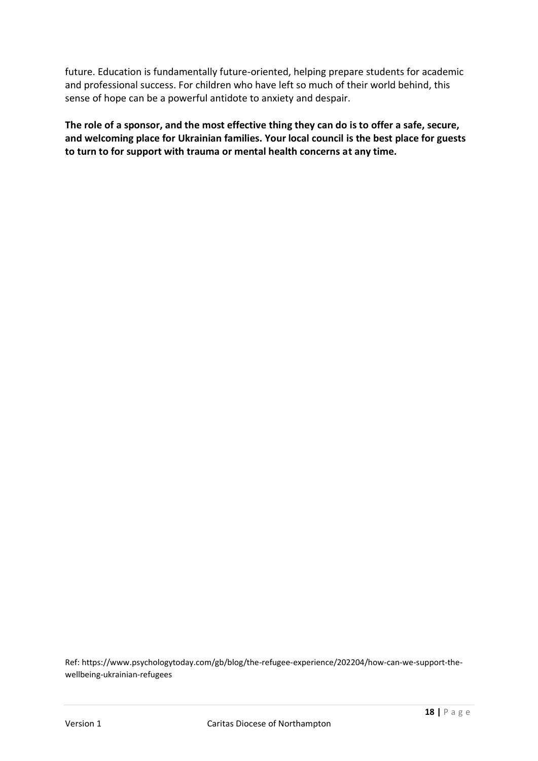future. Education is fundamentally future-oriented, helping prepare students for academic and professional success. For children who have left so much of their world behind, this sense of hope can be a powerful antidote to anxiety and despair.

**The role of a sponsor, and the most effective thing they can do is to offer a safe, secure, and welcoming place for Ukrainian families. Your local council is the best place for guests to turn to for support with trauma or mental health concerns at any time.**

Ref: https://www.psychologytoday.com/gb/blog/the-refugee-experience/202204/how-can-we-support-the-wellbeing-ukrainian-refugees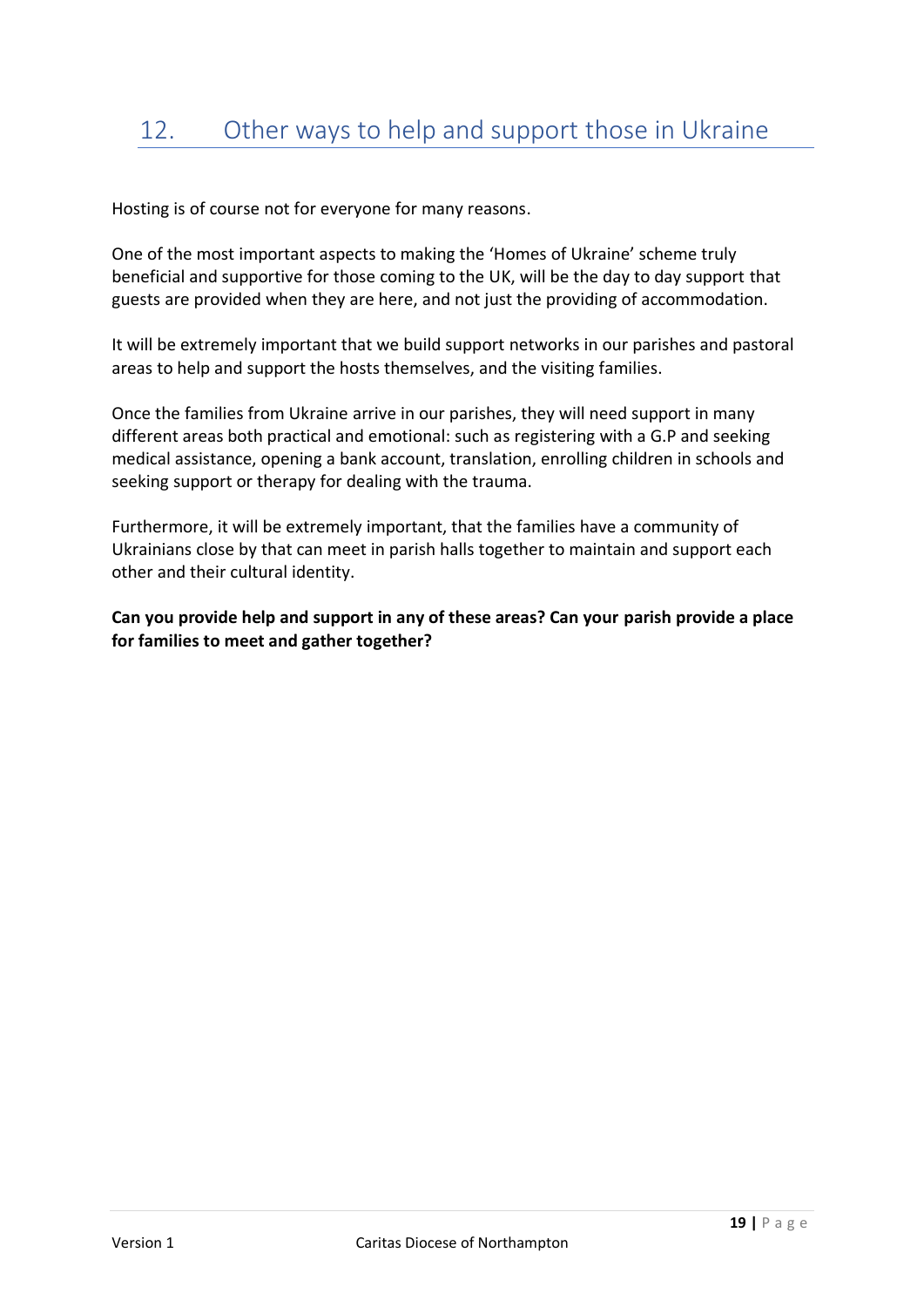# 12. Other ways to help and support those in Ukraine

Hosting is of course not for everyone for many reasons.

One of the most important aspects to making the 'Homes of Ukraine' scheme truly beneficial and supportive for those coming to the UK, will be the day to day support that guests are provided when they are here, and not just the providing of accommodation.

It will be extremely important that we build support networks in our parishes and pastoral areas to help and support the hosts themselves, and the visiting families.

Once the families from Ukraine arrive in our parishes, they will need support in many different areas both practical and emotional: such as registering with a G.P and seeking medical assistance, opening a bank account, translation, enrolling children in schools and seeking support or therapy for dealing with the trauma.

Furthermore, it will be extremely important, that the families have a community of Ukrainians close by that can meet in parish halls together to maintain and support each other and their cultural identity.

**Can you provide help and support in any of these areas? Can your parish provide a place for families to meet and gather together?**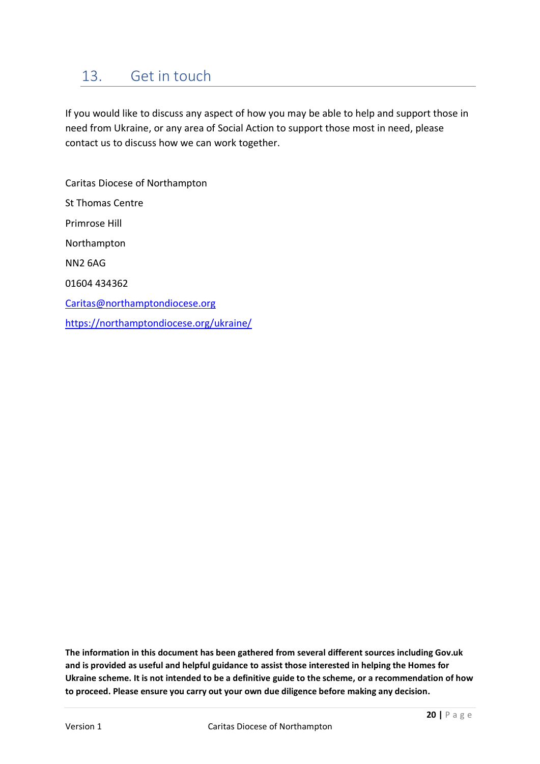## 13. Get in touch

If you would like to discuss any aspect of how you may be able to help and support those in need from Ukraine, or any area of Social Action to support those most in need, please contact us to discuss how we can work together.

Caritas Diocese of Northampton

St Thomas Centre

Primrose Hill

Northampton

NN2 6AG

01604 434362

Caritas@northamptondiocese.org

https://northamptondiocese.org/ukraine/

**The information in this document has been gathered from several different sources including Gov.uk and is provided as useful and helpful guidance to assist those interested in helping the Homes for Ukraine scheme. It is not intended to be a definitive guide to the scheme, or a recommendation of how to proceed. Please ensure you carry out your own due diligence before making any decision.**